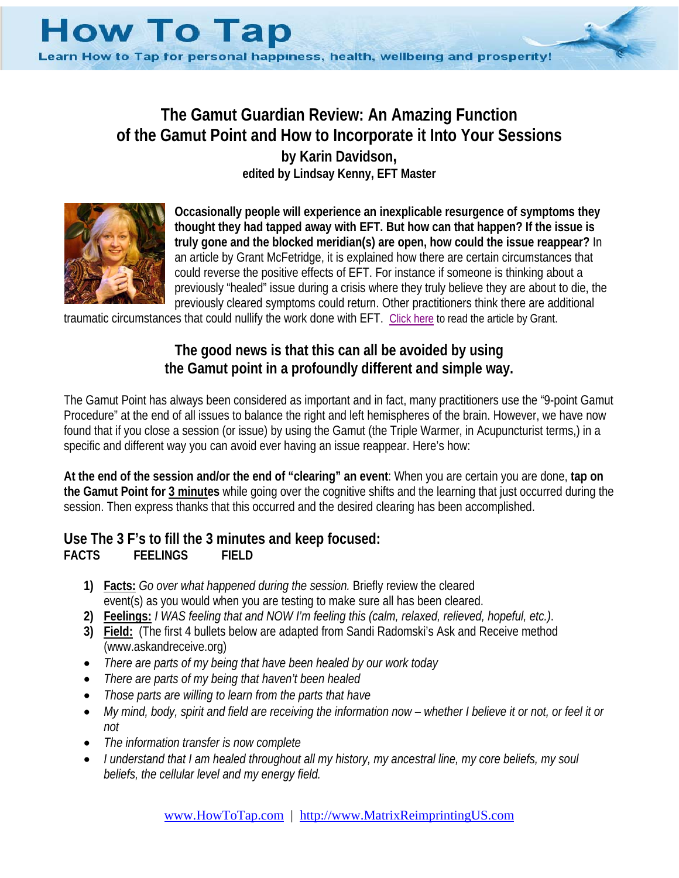# How To Tap

Learn How to Tap for personal happiness, health, wellbeing and prosperity!

## The Gamut Guardian Review: An Amazing Function of the Gamut Point and How to Incorporate it Into Your Sessions

**by Karin Davidson,**

**edited by Lindsay Kenny, EFT Master**

**Occasionally people will experience an inexplicable resurgence of symptoms they thought they had tapped away with EFT. But how can that happen? If the issue is truly gone and the blocked meridian(s) are open, how could the issue reappear?** In an article by Grant McFetridge, it is explained how there are certain circumstances that could reverse the positive effects of EFT. For instance if someone is thinking about a previously "healed" issue during a crisis where they truly believe they are about to die, the previously cleared symptoms could return. Other practitioners think there are additional traumatic circumstances that could nullify the work done with EFT. Click here to read the article by Grant.

### The good news is that this can all be avoided by using the Gamut point in a profoundly different and simple way.

The Gamut Point has always been considered as important and in fact, many practitioners use the "9-point Gamut Procedure" at the end of all issues to balance the right and left hemispheres of the brain. However, we have now found that if you close a session (or issue) by using the Gamut (the Triple Warmer, in Acupuncturist terms,) in a specific and different way you can avoid ever having an issue reappear. Here's how:

**At the end of the session and/or the end of "clearing" an event**: When you are certain you are done, **tap on the Gamut Point for 3 minutes** while going over the cognitive shifts and the learning that just occurred during the session. Then express thanks that this occurred and the desired clearing has been accomplished.

### Use The 3 F's to fill the 3 minutes and keep focused:

**FACTS FEELINGS FIELD**

1) **Facts:** *Go over what happened during the session.* Briefly review the cleared event(s) as you would when you are testing to make sure all has been cleared.
2) **Feelings:** *I WAS feeling that and NOW I'm feeling this (calm, relaxed, relieved, hopeful, etc.)*.
3) **Field:** (The first 4 bullets below are adapted from Sandi Radomski's Ask and Receive method (www.askandreceive.org)

- *There are parts of my being that have been healed by our work today*
- *There are parts of my being that haven't been healed*
- *Those parts are willing to learn from the parts that have*
- *My mind, body, spirit and field are receiving the information now – whether I believe it or not, or feel it or not*
- *The information transfer is now complete*
- *I understand that I am healed throughout all my history, my ancestral line, my core beliefs, my soul beliefs, the cellular level and my energy field.*

www.HowToTap.com | http://www.MatrixReimprintingUS.com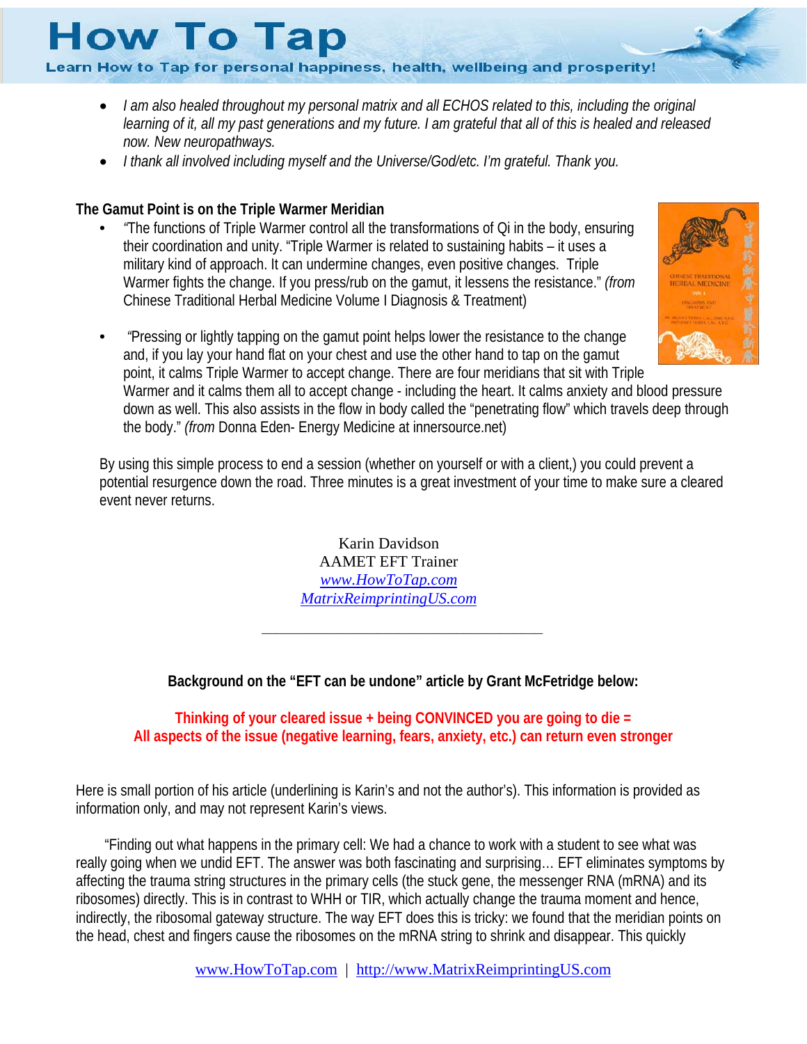- *I am also healed throughout my personal matrix and all ECHOS related to this, including the original learning of it, all my past generations and my future. I am grateful that all of this is healed and released now. New neuropathways.*
- *I thank all involved including myself and the Universe/God/etc. I'm grateful. Thank you.*

**The Gamut Point is on the Triple Warmer Meridian**

- "The functions of Triple Warmer control all the transformations of Qi in the body, ensuring their coordination and unity. "Triple Warmer is related to sustaining habits – it uses a military kind of approach. It can undermine changes, even positive changes. Triple Warmer fights the change. If you press/rub on the gamut, it lessens the resistance." *(from* Chinese Traditional Herbal Medicine Volume I Diagnosis & Treatment)
- "Pressing or lightly tapping on the gamut point helps lower the resistance to the change and, if you lay your hand flat on your chest and use the other hand to tap on the gamut point, it calms Triple Warmer to accept change. There are four meridians that sit with Triple Warmer and it calms them all to accept change - including the heart. It calms anxiety and blood pressure down as well. This also assists in the flow in body called the "penetrating flow" which travels deep through the body." *(from* Donna Eden- Energy Medicine at innersource.net)

By using this simple process to end a session (whether on yourself or with a client,) you could prevent a potential resurgence down the road. Three minutes is a great investment of your time to make sure a cleared event never returns.

Karin Davidson
AAMET EFT Trainer
www.HowToTap.com
MatrixReimprintingUS.com

---

**Background on the "EFT can be undone" article by Grant McFetridge below:**

**Thinking of your cleared issue + being CONVINCED you are going to die =**
**All aspects of the issue (negative learning, fears, anxiety, etc.) can return even stronger**

Here is small portion of his article (underlining is Karin's and not the author's). This information is provided as information only, and may not represent Karin's views.

"Finding out what happens in the primary cell: We had a chance to work with a student to see what was really going when we undid EFT. The answer was both fascinating and surprising… EFT eliminates symptoms by affecting the trauma string structures in the primary cells (the stuck gene, the messenger RNA (mRNA) and its ribosomes) directly. This is in contrast to WHH or TIR, which actually change the trauma moment and hence, indirectly, the ribosomal gateway structure. The way EFT does this is tricky: we found that the meridian points on the head, chest and fingers cause the ribosomes on the mRNA string to shrink and disappear. This quickly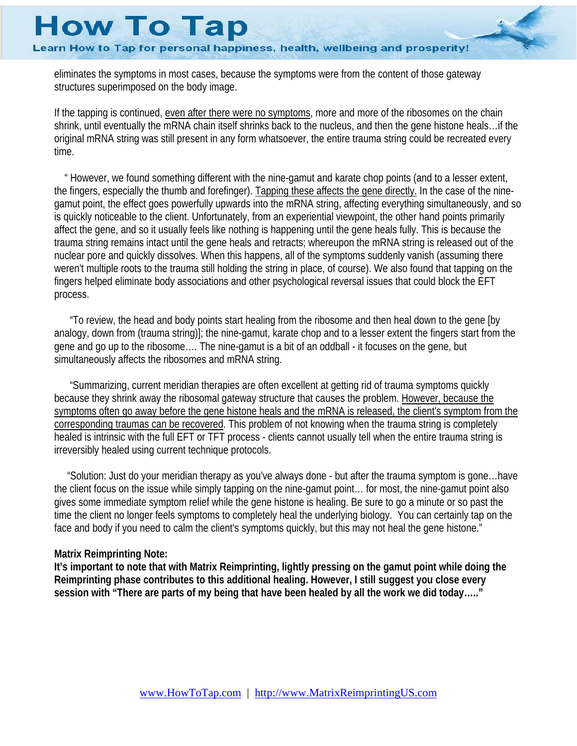eliminates the symptoms in most cases, because the symptoms were from the content of those gateway structures superimposed on the body image.

If the tapping is continued, even after there were no symptoms, more and more of the ribosomes on the chain shrink, until eventually the mRNA chain itself shrinks back to the nucleus, and then the gene histone heals…if the original mRNA string was still present in any form whatsoever, the entire trauma string could be recreated every time.

" However, we found something different with the nine-gamut and karate chop points (and to a lesser extent, the fingers, especially the thumb and forefinger). Tapping these affects the gene directly. In the case of the nine-gamut point, the effect goes powerfully upwards into the mRNA string, affecting everything simultaneously, and so is quickly noticeable to the client. Unfortunately, from an experiential viewpoint, the other hand points primarily affect the gene, and so it usually feels like nothing is happening until the gene heals fully. This is because the trauma string remains intact until the gene heals and retracts; whereupon the mRNA string is released out of the nuclear pore and quickly dissolves. When this happens, all of the symptoms suddenly vanish (assuming there weren't multiple roots to the trauma still holding the string in place, of course). We also found that tapping on the fingers helped eliminate body associations and other psychological reversal issues that could block the EFT process.

"To review, the head and body points start healing from the ribosome and then heal down to the gene [by analogy, down from (trauma string)]; the nine-gamut, karate chop and to a lesser extent the fingers start from the gene and go up to the ribosome…. The nine-gamut is a bit of an oddball - it focuses on the gene, but simultaneously affects the ribosomes and mRNA string.

"Summarizing, current meridian therapies are often excellent at getting rid of trauma symptoms quickly because they shrink away the ribosomal gateway structure that causes the problem. However, because the symptoms often go away before the gene histone heals and the mRNA is released, the client's symptom from the corresponding traumas can be recovered. This problem of not knowing when the trauma string is completely healed is intrinsic with the full EFT or TFT process - clients cannot usually tell when the entire trauma string is irreversibly healed using current technique protocols.

"Solution: Just do your meridian therapy as you've always done - but after the trauma symptom is gone…have the client focus on the issue while simply tapping on the nine-gamut point… for most, the nine-gamut point also gives some immediate symptom relief while the gene histone is healing. Be sure to go a minute or so past the time the client no longer feels symptoms to completely heal the underlying biology. You can certainly tap on the face and body if you need to calm the client's symptoms quickly, but this may not heal the gene histone."

**Matrix Reimprinting Note:**
**It's important to note that with Matrix Reimprinting, lightly pressing on the gamut point while doing the Reimprinting phase contributes to this additional healing. However, I still suggest you close every session with "There are parts of my being that have been healed by all the work we did today….."**